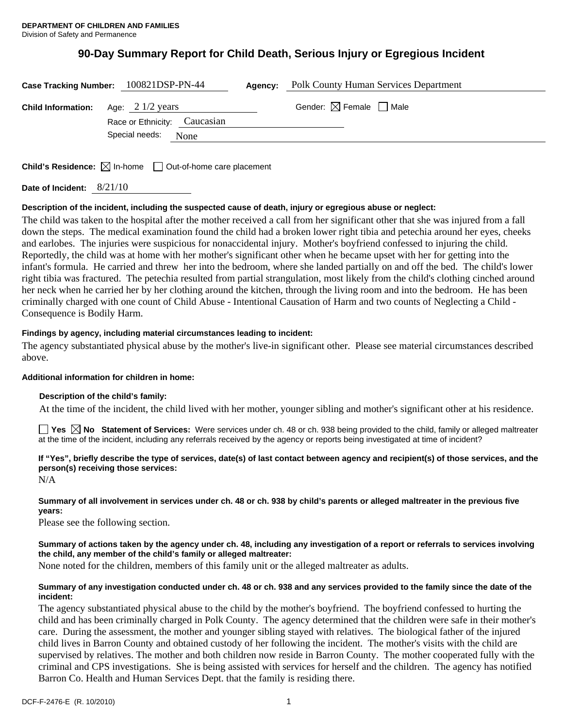**DEPARTMENT OF CHILDREN AND FAMILIES**
Division of Safety and Permanence

# 90-Day Summary Report for Child Death, Serious Injury or Egregious Incident

**Case Tracking Number:** 100821DSP-PN-44 **Agency:** Polk County Human Services Department

**Child Information:** Age: 2 1/2 years Gender: ☒ Female ☐ Male

Race or Ethnicity: Caucasian

Special needs: None

**Child's Residence:** ☒ In-home ☐ Out-of-home care placement

**Date of Incident:** 8/21/10

**Description of the incident, including the suspected cause of death, injury or egregious abuse or neglect:**

The child was taken to the hospital after the mother received a call from her significant other that she was injured from a fall down the steps. The medical examination found the child had a broken lower right tibia and petechia around her eyes, cheeks and earlobes. The injuries were suspicious for nonaccidental injury. Mother's boyfriend confessed to injuring the child. Reportedly, the child was at home with her mother's significant other when he became upset with her for getting into the infant's formula. He carried and threw her into the bedroom, where she landed partially on and off the bed. The child's lower right tibia was fractured. The petechia resulted from partial strangulation, most likely from the child's clothing cinched around her neck when he carried her by her clothing around the kitchen, through the living room and into the bedroom. He has been criminally charged with one count of Child Abuse - Intentional Causation of Harm and two counts of Neglecting a Child - Consequence is Bodily Harm.

**Findings by agency, including material circumstances leading to incident:**

The agency substantiated physical abuse by the mother's live-in significant other. Please see material circumstances described above.

**Additional information for children in home:**

**Description of the child's family:**

At the time of the incident, the child lived with her mother, younger sibling and mother's significant other at his residence.

☐ **Yes** ☒ **No** **Statement of Services:** Were services under ch. 48 or ch. 938 being provided to the child, family or alleged maltreater at the time of the incident, including any referrals received by the agency or reports being investigated at time of incident?

**If "Yes", briefly describe the type of services, date(s) of last contact between agency and recipient(s) of those services, and the person(s) receiving those services:**

N/A

**Summary of all involvement in services under ch. 48 or ch. 938 by child's parents or alleged maltreater in the previous five years:**

Please see the following section.

**Summary of actions taken by the agency under ch. 48, including any investigation of a report or referrals to services involving the child, any member of the child's family or alleged maltreater:**

None noted for the children, members of this family unit or the alleged maltreater as adults.

**Summary of any investigation conducted under ch. 48 or ch. 938 and any services provided to the family since the date of the incident:**

The agency substantiated physical abuse to the child by the mother's boyfriend. The boyfriend confessed to hurting the child and has been criminally charged in Polk County. The agency determined that the children were safe in their mother's care. During the assessment, the mother and younger sibling stayed with relatives. The biological father of the injured child lives in Barron County and obtained custody of her following the incident. The mother's visits with the child are supervised by relatives. The mother and both children now reside in Barron County. The mother cooperated fully with the criminal and CPS investigations. She is being assisted with services for herself and the children. The agency has notified Barron Co. Health and Human Services Dept. that the family is residing there.

DCF-F-2476-E (R. 10/2010)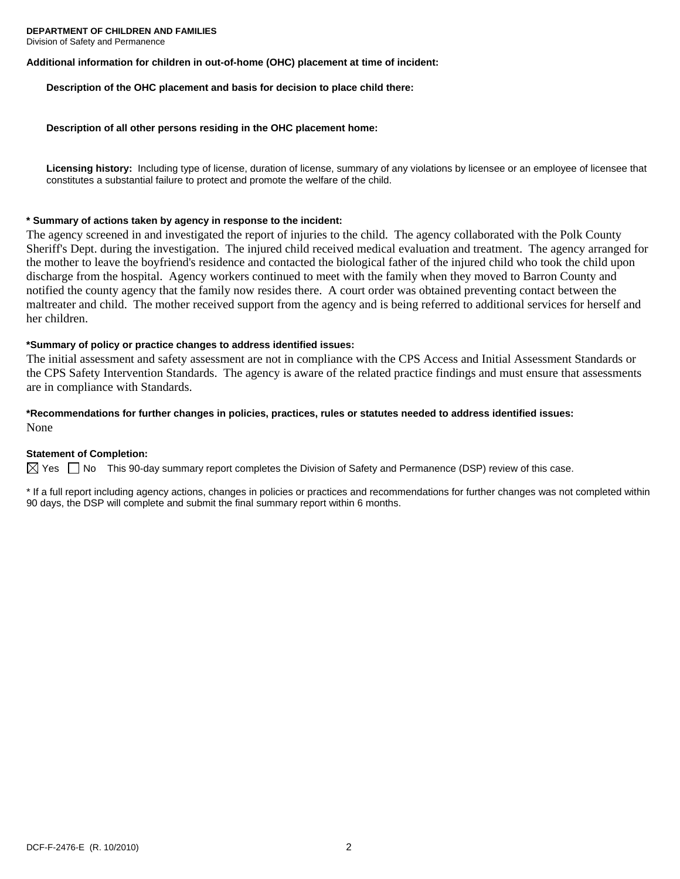**DEPARTMENT OF CHILDREN AND FAMILIES**
Division of Safety and Permanence

**Additional information for children in out-of-home (OHC) placement at time of incident:**

**Description of the OHC placement and basis for decision to place child there:**

**Description of all other persons residing in the OHC placement home:**

**Licensing history:** Including type of license, duration of license, summary of any violations by licensee or an employee of licensee that constitutes a substantial failure to protect and promote the welfare of the child.

**\* Summary of actions taken by agency in response to the incident:**

The agency screened in and investigated the report of injuries to the child. The agency collaborated with the Polk County Sheriff's Dept. during the investigation. The injured child received medical evaluation and treatment. The agency arranged for the mother to leave the boyfriend's residence and contacted the biological father of the injured child who took the child upon discharge from the hospital. Agency workers continued to meet with the family when they moved to Barron County and notified the county agency that the family now resides there. A court order was obtained preventing contact between the maltreater and child. The mother received support from the agency and is being referred to additional services for herself and her children.

**\*Summary of policy or practice changes to address identified issues:**

The initial assessment and safety assessment are not in compliance with the CPS Access and Initial Assessment Standards or the CPS Safety Intervention Standards. The agency is aware of the related practice findings and must ensure that assessments are in compliance with Standards.

**\*Recommendations for further changes in policies, practices, rules or statutes needed to address identified issues:**

None

**Statement of Completion:**

☒ Yes ☐ No This 90-day summary report completes the Division of Safety and Permanence (DSP) review of this case.

\* If a full report including agency actions, changes in policies or practices and recommendations for further changes was not completed within 90 days, the DSP will complete and submit the final summary report within 6 months.

DCF-F-2476-E (R. 10/2010)